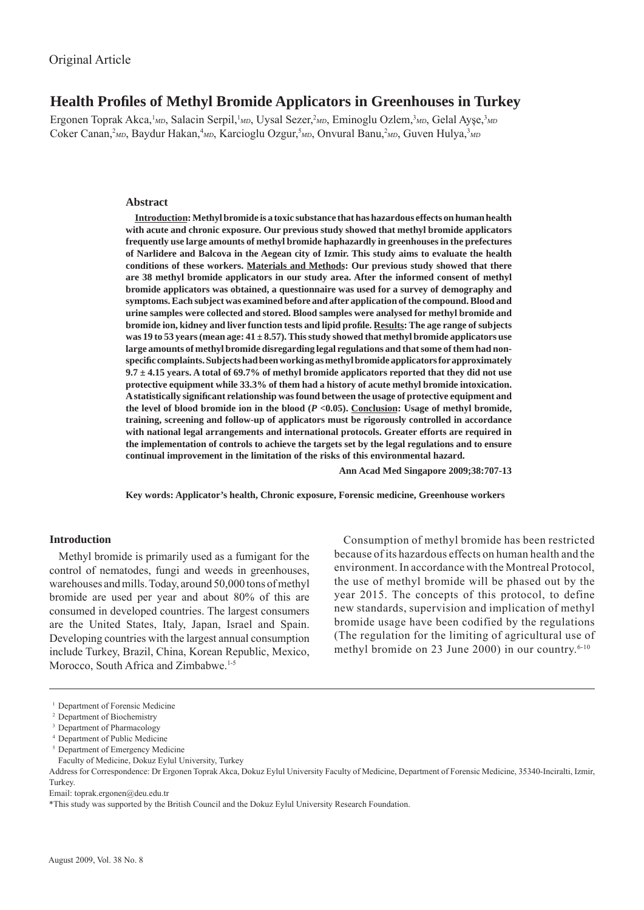Original Article

# Health Profiles of Methyl Bromide Applicators in Greenhouses in Turkey

Ergonen Toprak Akca,[1] *MD*, Salacin Serpil,[1] *MD*, Uysal Sezer,[2] *MD*, Eminoglu Ozlem,[3] *MD*, Gelal Ayşe,[3] *MD*
Coker Canan,[2] *MD*, Baydur Hakan,[4] *MD*, Karcioglu Ozgur,[5] *MD*, Onvural Banu,[2] *MD*, Guven Hulya,[3] *MD*

## Abstract

**Introduction: Methyl bromide is a toxic substance that has hazardous effects on human health with acute and chronic exposure. Our previous study showed that methyl bromide applicators frequently use large amounts of methyl bromide haphazardly in greenhouses in the prefectures of Narlidere and Balcova in the Aegean city of Izmir. This study aims to evaluate the health conditions of these workers. Materials and Methods: Our previous study showed that there are 38 methyl bromide applicators in our study area. After the informed consent of methyl bromide applicators was obtained, a questionnaire was used for a survey of demography and symptoms. Each subject was examined before and after application of the compound. Blood and urine samples were collected and stored. Blood samples were analysed for methyl bromide and bromide ion, kidney and liver function tests and lipid profile. Results: The age range of subjects was 19 to 53 years (mean age: 41 ± 8.57). This study showed that methyl bromide applicators use large amounts of methyl bromide disregarding legal regulations and that some of them had non-specific complaints. Subjects had been working as methyl bromide applicators for approximately 9.7 ± 4.15 years. A total of 69.7% of methyl bromide applicators reported that they did not use protective equipment while 33.3% of them had a history of acute methyl bromide intoxication. A statistically significant relationship was found between the usage of protective equipment and the level of blood bromide ion in the blood (*P* <0.05). Conclusion: Usage of methyl bromide, training, screening and follow-up of applicators must be rigorously controlled in accordance with national legal arrangements and international protocols. Greater efforts are required in the implementation of controls to achieve the targets set by the legal regulations and to ensure continual improvement in the limitation of the risks of this environmental hazard.**

**Ann Acad Med Singapore 2009;38:707-13**

**Key words: Applicator's health, Chronic exposure, Forensic medicine, Greenhouse workers**

## Introduction

Methyl bromide is primarily used as a fumigant for the control of nematodes, fungi and weeds in greenhouses, warehouses and mills. Today, around 50,000 tons of methyl bromide are used per year and about 80% of this are consumed in developed countries. The largest consumers are the United States, Italy, Japan, Israel and Spain. Developing countries with the largest annual consumption include Turkey, Brazil, China, Korean Republic, Mexico, Morocco, South Africa and Zimbabwe.[1-5]

Consumption of methyl bromide has been restricted because of its hazardous effects on human health and the environment. In accordance with the Montreal Protocol, the use of methyl bromide will be phased out by the year 2015. The concepts of this protocol, to define new standards, supervision and implication of methyl bromide usage have been codified by the regulations (The regulation for the limiting of agricultural use of methyl bromide on 23 June 2000) in our country.[6-10]

---

[1] Department of Forensic Medicine
[2] Department of Biochemistry
[3] Department of Pharmacology
[4] Department of Public Medicine
[5] Department of Emergency Medicine
Faculty of Medicine, Dokuz Eylul University, Turkey

Address for Correspondence: Dr Ergonen Toprak Akca, Dokuz Eylul University Faculty of Medicine, Department of Forensic Medicine, 35340-Inciralti, Izmir, Turkey.

Email: toprak.ergonen@deu.edu.tr

*This study was supported by the British Council and the Dokuz Eylul University Research Foundation.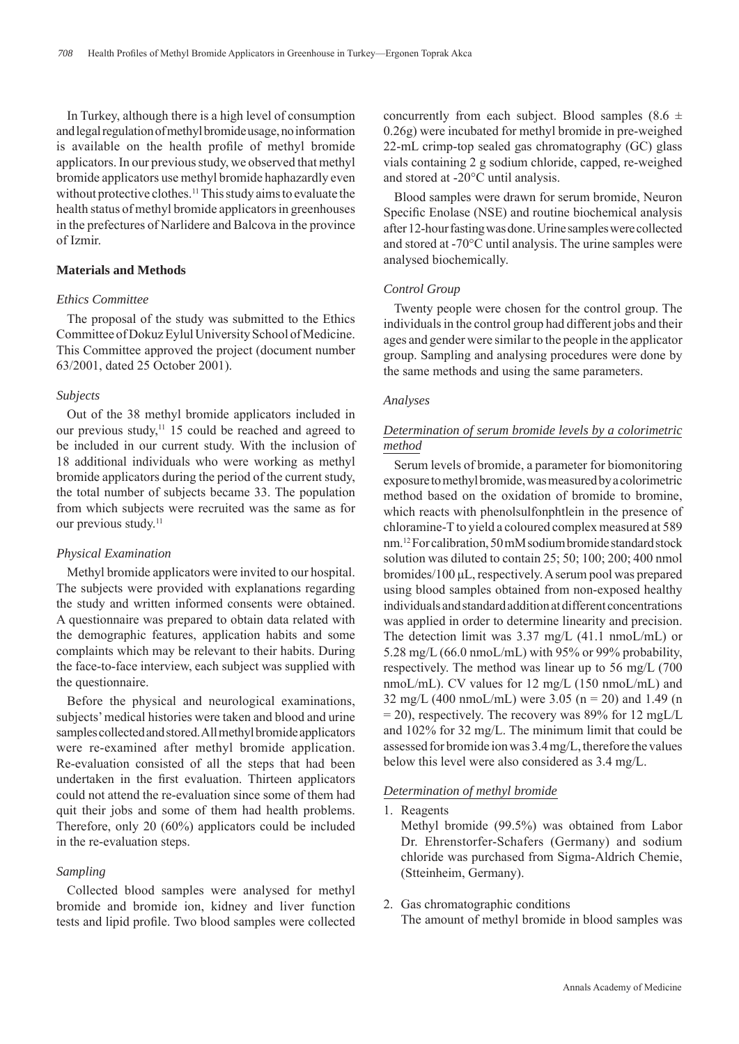In Turkey, although there is a high level of consumption and legal regulation of methyl bromide usage, no information is available on the health profile of methyl bromide applicators. In our previous study, we observed that methyl bromide applicators use methyl bromide haphazardly even without protective clothes.[11] This study aims to evaluate the health status of methyl bromide applicators in greenhouses in the prefectures of Narlidere and Balcova in the province of Izmir.

## Materials and Methods

### *Ethics Committee*

The proposal of the study was submitted to the Ethics Committee of Dokuz Eylul University School of Medicine. This Committee approved the project (document number 63/2001, dated 25 October 2001).

### *Subjects*

Out of the 38 methyl bromide applicators included in our previous study,[11] 15 could be reached and agreed to be included in our current study. With the inclusion of 18 additional individuals who were working as methyl bromide applicators during the period of the current study, the total number of subjects became 33. The population from which subjects were recruited was the same as for our previous study.[11]

### *Physical Examination*

Methyl bromide applicators were invited to our hospital. The subjects were provided with explanations regarding the study and written informed consents were obtained. A questionnaire was prepared to obtain data related with the demographic features, application habits and some complaints which may be relevant to their habits. During the face-to-face interview, each subject was supplied with the questionnaire.

Before the physical and neurological examinations, subjects' medical histories were taken and blood and urine samples collected and stored. All methyl bromide applicators were re-examined after methyl bromide application. Re-evaluation consisted of all the steps that had been undertaken in the first evaluation. Thirteen applicators could not attend the re-evaluation since some of them had quit their jobs and some of them had health problems. Therefore, only 20 (60%) applicators could be included in the re-evaluation steps.

### *Sampling*

Collected blood samples were analysed for methyl bromide and bromide ion, kidney and liver function tests and lipid profile. Two blood samples were collected concurrently from each subject. Blood samples ($8.6 \pm 0.26$g) were incubated for methyl bromide in pre-weighed 22-mL crimp-top sealed gas chromatography (GC) glass vials containing 2 g sodium chloride, capped, re-weighed and stored at -20°C until analysis.

Blood samples were drawn for serum bromide, Neuron Specific Enolase (NSE) and routine biochemical analysis after 12-hour fasting was done. Urine samples were collected and stored at -70°C until analysis. The urine samples were analysed biochemically.

### *Control Group*

Twenty people were chosen for the control group. The individuals in the control group had different jobs and their ages and gender were similar to the people in the applicator group. Sampling and analysing procedures were done by the same methods and using the same parameters.

### *Analyses*

#### Determination of serum bromide levels by a colorimetric method

Serum levels of bromide, a parameter for biomonitoring exposure to methyl bromide, was measured by a colorimetric method based on the oxidation of bromide to bromine, which reacts with phenolsulfonphtlein in the presence of chloramine-T to yield a coloured complex measured at 589 nm.[12] For calibration, 50 mM sodium bromide standard stock solution was diluted to contain 25; 50; 100; 200; 400 nmol bromides/100 μL, respectively. A serum pool was prepared using blood samples obtained from non-exposed healthy individuals and standard addition at different concentrations was applied in order to determine linearity and precision. The detection limit was 3.37 mg/L (41.1 nmoL/mL) or 5.28 mg/L (66.0 nmoL/mL) with 95% or 99% probability, respectively. The method was linear up to 56 mg/L (700 nmoL/mL). CV values for 12 mg/L (150 nmoL/mL) and 32 mg/L (400 nmoL/mL) were 3.05 ($n = 20$) and 1.49 ($n = 20$), respectively. The recovery was 89% for 12 mgL/L and 102% for 32 mg/L. The minimum limit that could be assessed for bromide ion was 3.4 mg/L, therefore the values below this level were also considered as 3.4 mg/L.

#### Determination of methyl bromide

1. Reagents

   Methyl bromide (99.5%) was obtained from Labor Dr. Ehrenstorfer-Schafers (Germany) and sodium chloride was purchased from Sigma-Aldrich Chemie, (Stteinheim, Germany).

2. Gas chromatographic conditions

   The amount of methyl bromide in blood samples was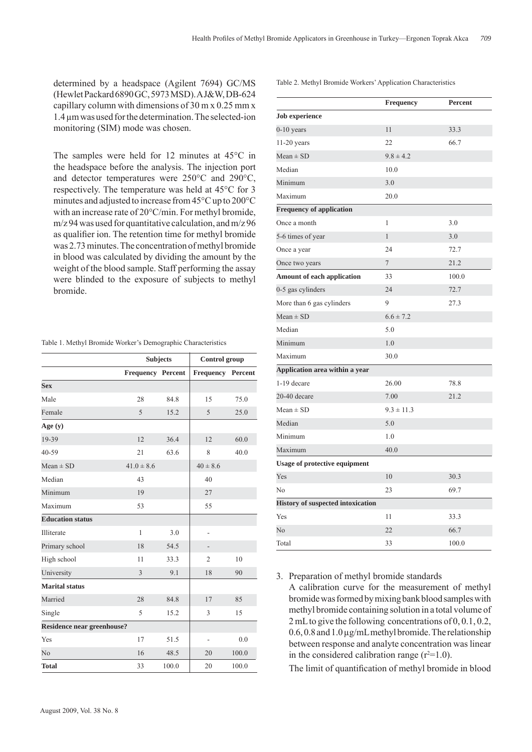determined by a headspace (Agilent 7694) GC/MS (Hewlet Packard 6890 GC, 5973 MSD). A J&W, DB-624 capillary column with dimensions of 30 m x 0.25 mm x 1.4 µm was used for the determination. The selected-ion monitoring (SIM) mode was chosen.

The samples were held for 12 minutes at 45°C in the headspace before the analysis. The injection port and detector temperatures were 250°C and 290°C, respectively. The temperature was held at 45°C for 3 minutes and adjusted to increase from 45°C up to 200°C with an increase rate of 20°C/min. For methyl bromide, m/z 94 was used for quantitative calculation, and m/z 96 as qualifier ion. The retention time for methyl bromide was 2.73 minutes. The concentration of methyl bromide in blood was calculated by dividing the amount by the weight of the blood sample. Staff performing the assay were blinded to the exposure of subjects to methyl bromide.

Table 1. Methyl Bromide Worker's Demographic Characteristics

| | Subjects | | Control group | |
|---|---|---|---|---|
| | Frequency | Percent | Frequency | Percent |
| **Sex** | | | | |
| Male | 28 | 84.8 | 15 | 75.0 |
| Female | 5 | 15.2 | 5 | 25.0 |
| **Age (y)** | | | | |
| 19-39 | 12 | 36.4 | 12 | 60.0 |
| 40-59 | 21 | 63.6 | 8 | 40.0 |
| Mean ± SD | 41.0 ± 8.6 | | 40 ± 8.6 | |
| Median | 43 | | 40 | |
| Minimum | 19 | | 27 | |
| Maximum | 53 | | 55 | |
| **Education status** | | | | |
| Illiterate | 1 | 3.0 | - | |
| Primary school | 18 | 54.5 | - | |
| High school | 11 | 33.3 | 2 | 10 |
| University | 3 | 9.1 | 18 | 90 |
| **Marital status** | | | | |
| Married | 28 | 84.8 | 17 | 85 |
| Single | 5 | 15.2 | 3 | 15 |
| **Residence near greenhouse?** | | | | |
| Yes | 17 | 51.5 | - | 0.0 |
| No | 16 | 48.5 | 20 | 100.0 |
| **Total** | 33 | 100.0 | 20 | 100.0 |

Table 2. Methyl Bromide Workers' Application Characteristics

| | Frequency | Percent |
|---|---|---|
| **Job experience** | | |
| 0-10 years | 11 | 33.3 |
| 11-20 years | 22 | 66.7 |
| Mean ± SD | 9.8 ± 4.2 | |
| Median | 10.0 | |
| Minimum | 3.0 | |
| Maximum | 20.0 | |
| **Frequency of application** | | |
| Once a month | 1 | 3.0 |
| 5-6 times of year | 1 | 3.0 |
| Once a year | 24 | 72.7 |
| Once two years | 7 | 21.2 |
| **Amount of each application** | 33 | 100.0 |
| 0-5 gas cylinders | 24 | 72.7 |
| More than 6 gas cylinders | 9 | 27.3 |
| Mean ± SD | 6.6 ± 7.2 | |
| Median | 5.0 | |
| Minimum | 1.0 | |
| Maximum | 30.0 | |
| **Application area within a year** | | |
| 1-19 decare | 26.00 | 78.8 |
| 20-40 decare | 7.00 | 21.2 |
| Mean ± SD | 9.3 ± 11.3 | |
| Median | 5.0 | |
| Minimum | 1.0 | |
| Maximum | 40.0 | |
| **Usage of protective equipment** | | |
| Yes | 10 | 30.3 |
| No | 23 | 69.7 |
| **History of suspected intoxication** | | |
| Yes | 11 | 33.3 |
| No | 22 | 66.7 |
| Total | 33 | 100.0 |

3. Preparation of methyl bromide standards

   A calibration curve for the measurement of methyl bromide was formed by mixing bank blood samples with methyl bromide containing solution in a total volume of 2 mL to give the following concentrations of 0, 0.1, 0.2, 0.6, 0.8 and 1.0 µg/mL methyl bromide. The relationship between response and analyte concentration was linear in the considered calibration range ($r^2$=1.0).

   The limit of quantification of methyl bromide in blood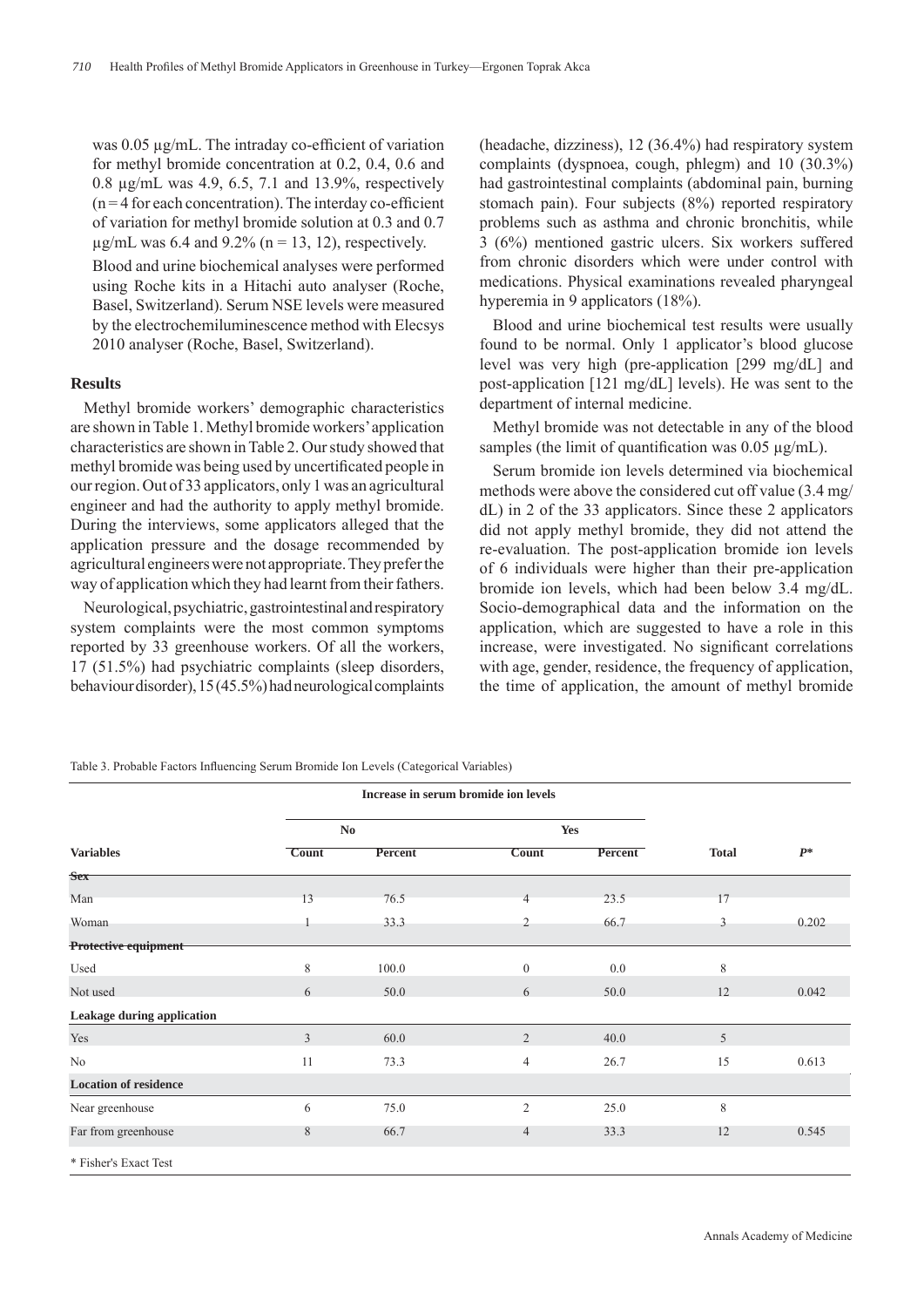was 0.05 μg/mL. The intraday co-efficient of variation for methyl bromide concentration at 0.2, 0.4, 0.6 and 0.8 μg/mL was 4.9, 6.5, 7.1 and 13.9%, respectively ($n = 4$ for each concentration). The interday co-efficient of variation for methyl bromide solution at 0.3 and 0.7 μg/mL was 6.4 and 9.2% ($n = 13, 12$), respectively.

Blood and urine biochemical analyses were performed using Roche kits in a Hitachi auto analyser (Roche, Basel, Switzerland). Serum NSE levels were measured by the electrochemiluminescence method with Elecsys 2010 analyser (Roche, Basel, Switzerland).

## Results

Methyl bromide workers' demographic characteristics are shown in Table 1. Methyl bromide workers' application characteristics are shown in Table 2. Our study showed that methyl bromide was being used by uncertificated people in our region. Out of 33 applicators, only 1 was an agricultural engineer and had the authority to apply methyl bromide. During the interviews, some applicators alleged that the application pressure and the dosage recommended by agricultural engineers were not appropriate. They prefer the way of application which they had learnt from their fathers.

Neurological, psychiatric, gastrointestinal and respiratory system complaints were the most common symptoms reported by 33 greenhouse workers. Of all the workers, 17 (51.5%) had psychiatric complaints (sleep disorders, behaviour disorder), 15 (45.5%) had neurological complaints (headache, dizziness), 12 (36.4%) had respiratory system complaints (dyspnoea, cough, phlegm) and 10 (30.3%) had gastrointestinal complaints (abdominal pain, burning stomach pain). Four subjects (8%) reported respiratory problems such as asthma and chronic bronchitis, while 3 (6%) mentioned gastric ulcers. Six workers suffered from chronic disorders which were under control with medications. Physical examinations revealed pharyngeal hyperemia in 9 applicators (18%).

Blood and urine biochemical test results were usually found to be normal. Only 1 applicator's blood glucose level was very high (pre-application [299 mg/dL] and post-application [121 mg/dL] levels). He was sent to the department of internal medicine.

Methyl bromide was not detectable in any of the blood samples (the limit of quantification was 0.05 μg/mL).

Serum bromide ion levels determined via biochemical methods were above the considered cut off value (3.4 mg/dL) in 2 of the 33 applicators. Since these 2 applicators did not apply methyl bromide, they did not attend the re-evaluation. The post-application bromide ion levels of 6 individuals were higher than their pre-application bromide ion levels, which had been below 3.4 mg/dL. Socio-demographical data and the information on the application, which are suggested to have a role in this increase, were investigated. No significant correlations with age, gender, residence, the frequency of application, the time of application, the amount of methyl bromide

Table 3. Probable Factors Influencing Serum Bromide Ion Levels (Categorical Variables)

| | Increase in serum bromide ion levels | | | | | |
|---|---|---|---|---|---|---|
| | No | | Yes | | | |
| **Variables** | **Count** | **Percent** | **Count** | **Percent** | **Total** | ***P**** |
| **Sex** | | | | | | |
| Man | 13 | 76.5 | 4 | 23.5 | 17 | |
| Woman | 1 | 33.3 | 2 | 66.7 | 3 | 0.202 |
| **Protective equipment** | | | | | | |
| Used | 8 | 100.0 | 0 | 0.0 | 8 | |
| Not used | 6 | 50.0 | 6 | 50.0 | 12 | 0.042 |
| **Leakage during application** | | | | | | |
| Yes | 3 | 60.0 | 2 | 40.0 | 5 | |
| No | 11 | 73.3 | 4 | 26.7 | 15 | 0.613 |
| **Location of residence** | | | | | | |
| Near greenhouse | 6 | 75.0 | 2 | 25.0 | 8 | |
| Far from greenhouse | 8 | 66.7 | 4 | 33.3 | 12 | 0.545 |

* Fisher's Exact Test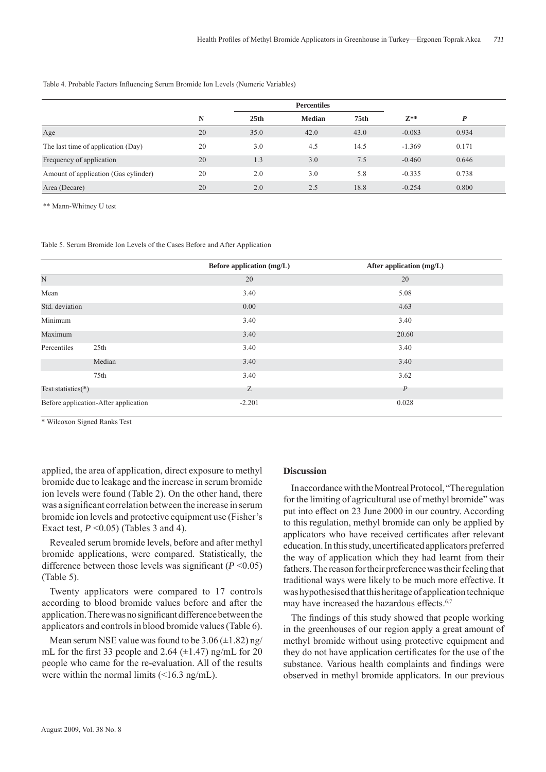Table 4. Probable Factors Influencing Serum Bromide Ion Levels (Numeric Variables)

| | N | Percentiles | | | Z** | P |
|---|---|---|---|---|---|---|
| | | 25th | Median | 75th | | |
| Age | 20 | 35.0 | 42.0 | 43.0 | -0.083 | 0.934 |
| The last time of application (Day) | 20 | 3.0 | 4.5 | 14.5 | -1.369 | 0.171 |
| Frequency of application | 20 | 1.3 | 3.0 | 7.5 | -0.460 | 0.646 |
| Amount of application (Gas cylinder) | 20 | 2.0 | 3.0 | 5.8 | -0.335 | 0.738 |
| Area (Decare) | 20 | 2.0 | 2.5 | 18.8 | -0.254 | 0.800 |

** Mann-Whitney U test

Table 5. Serum Bromide Ion Levels of the Cases Before and After Application

| | | Before application (mg/L) | After application (mg/L) |
|---|---|---|---|
| N | | 20 | 20 |
| Mean | | 3.40 | 5.08 |
| Std. deviation | | 0.00 | 4.63 |
| Minimum | | 3.40 | 3.40 |
| Maximum | | 3.40 | 20.60 |
| Percentiles | 25th | 3.40 | 3.40 |
| | Median | 3.40 | 3.40 |
| | 75th | 3.40 | 3.62 |
| Test statistics(*) | | Z | *P* |
| Before application-After application | | -2.201 | 0.028 |

\* Wilcoxon Signed Ranks Test

applied, the area of application, direct exposure to methyl bromide due to leakage and the increase in serum bromide ion levels were found (Table 2). On the other hand, there was a significant correlation between the increase in serum bromide ion levels and protective equipment use (Fisher's Exact test, $P < 0.05$) (Tables 3 and 4).

Revealed serum bromide levels, before and after methyl bromide applications, were compared. Statistically, the difference between those levels was significant ($P < 0.05$) (Table 5).

Twenty applicators were compared to 17 controls according to blood bromide values before and after the application. There was no significant difference between the applicators and controls in blood bromide values (Table 6).

Mean serum NSE value was found to be 3.06 (±1.82) ng/mL for the first 33 people and 2.64 (±1.47) ng/mL for 20 people who came for the re-evaluation. All of the results were within the normal limits (<16.3 ng/mL).

## Discussion

In accordance with the Montreal Protocol, "The regulation for the limiting of agricultural use of methyl bromide" was put into effect on 23 June 2000 in our country. According to this regulation, methyl bromide can only be applied by applicators who have received certificates after relevant education. In this study, uncertificated applicators preferred the way of application which they had learnt from their fathers. The reason for their preference was their feeling that traditional ways were likely to be much more effective. It was hypothesised that this heritage of application technique may have increased the hazardous effects.[6,7]

The findings of this study showed that people working in the greenhouses of our region apply a great amount of methyl bromide without using protective equipment and they do not have application certificates for the use of the substance. Various health complaints and findings were observed in methyl bromide applicators. In our previous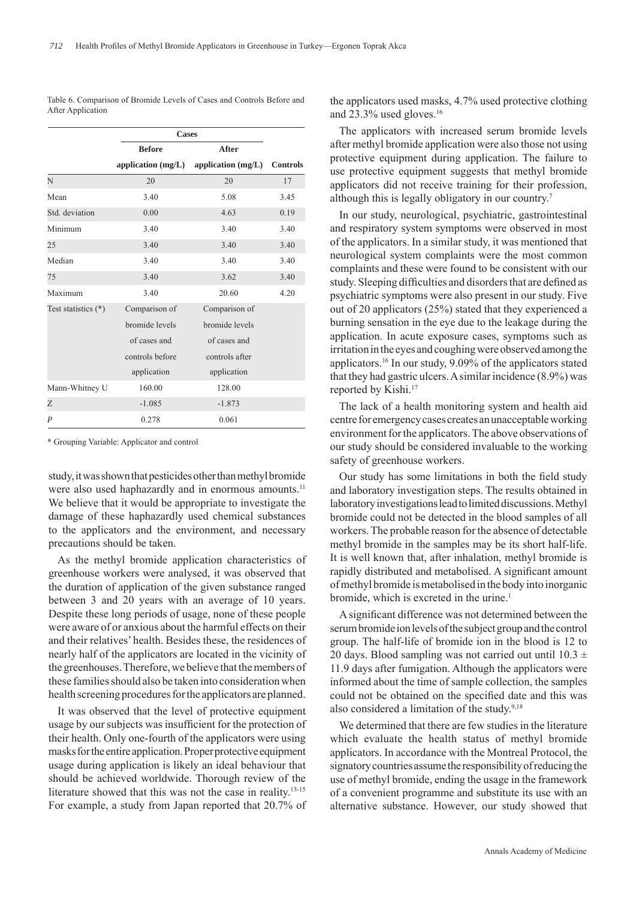Table 6. Comparison of Bromide Levels of Cases and Controls Before and After Application

| | Cases | | |
|---|---|---|---|
| | Before application (mg/L) | After application (mg/L) | Controls |
| N | 20 | 20 | 17 |
| Mean | 3.40 | 5.08 | 3.45 |
| Std. deviation | 0.00 | 4.63 | 0.19 |
| Minimum | 3.40 | 3.40 | 3.40 |
| 25 | 3.40 | 3.40 | 3.40 |
| Median | 3.40 | 3.40 | 3.40 |
| 75 | 3.40 | 3.62 | 3.40 |
| Maximum | 3.40 | 20.60 | 4.20 |
| Test statistics (*) | Comparison of bromide levels of cases and controls before application | Comparison of bromide levels of cases and controls after application | |
| Mann-Whitney U | 160.00 | 128.00 | |
| Z | -1.085 | -1.873 | |
| *P* | 0.278 | 0.061 | |

\* Grouping Variable: Applicator and control

study, it was shown that pesticides other than methyl bromide were also used haphazardly and in enormous amounts.[11] We believe that it would be appropriate to investigate the damage of these haphazardly used chemical substances to the applicators and the environment, and necessary precautions should be taken.

As the methyl bromide application characteristics of greenhouse workers were analysed, it was observed that the duration of application of the given substance ranged between 3 and 20 years with an average of 10 years. Despite these long periods of usage, none of these people were aware of or anxious about the harmful effects on their and their relatives' health. Besides these, the residences of nearly half of the applicators are located in the vicinity of the greenhouses. Therefore, we believe that the members of these families should also be taken into consideration when health screening procedures for the applicators are planned.

It was observed that the level of protective equipment usage by our subjects was insufficient for the protection of their health. Only one-fourth of the applicators were using masks for the entire application. Proper protective equipment usage during application is likely an ideal behaviour that should be achieved worldwide. Thorough review of the literature showed that this was not the case in reality.[13-15] For example, a study from Japan reported that 20.7% of the applicators used masks, 4.7% used protective clothing and 23.3% used gloves.[16]

The applicators with increased serum bromide levels after methyl bromide application were also those not using protective equipment during application. The failure to use protective equipment suggests that methyl bromide applicators did not receive training for their profession, although this is legally obligatory in our country.[7]

In our study, neurological, psychiatric, gastrointestinal and respiratory system symptoms were observed in most of the applicators. In a similar study, it was mentioned that neurological system complaints were the most common complaints and these were found to be consistent with our study. Sleeping difficulties and disorders that are defined as psychiatric symptoms were also present in our study. Five out of 20 applicators (25%) stated that they experienced a burning sensation in the eye due to the leakage during the application. In acute exposure cases, symptoms such as irritation in the eyes and coughing were observed among the applicators.[16] In our study, 9.09% of the applicators stated that they had gastric ulcers. A similar incidence (8.9%) was reported by Kishi.[17]

The lack of a health monitoring system and health aid centre for emergency cases creates an unacceptable working environment for the applicators. The above observations of our study should be considered invaluable to the working safety of greenhouse workers.

Our study has some limitations in both the field study and laboratory investigation steps. The results obtained in laboratory investigations lead to limited discussions. Methyl bromide could not be detected in the blood samples of all workers. The probable reason for the absence of detectable methyl bromide in the samples may be its short half-life. It is well known that, after inhalation, methyl bromide is rapidly distributed and metabolised. A significant amount of methyl bromide is metabolised in the body into inorganic bromide, which is excreted in the urine.[1]

A significant difference was not determined between the serum bromide ion levels of the subject group and the control group. The half-life of bromide ion in the blood is 12 to 20 days. Blood sampling was not carried out until $10.3 \pm 11.9$ days after fumigation. Although the applicators were informed about the time of sample collection, the samples could not be obtained on the specified date and this was also considered a limitation of the study.[9,18]

We determined that there are few studies in the literature which evaluate the health status of methyl bromide applicators. In accordance with the Montreal Protocol, the signatory countries assume the responsibility of reducing the use of methyl bromide, ending the usage in the framework of a convenient programme and substitute its use with an alternative substance. However, our study showed that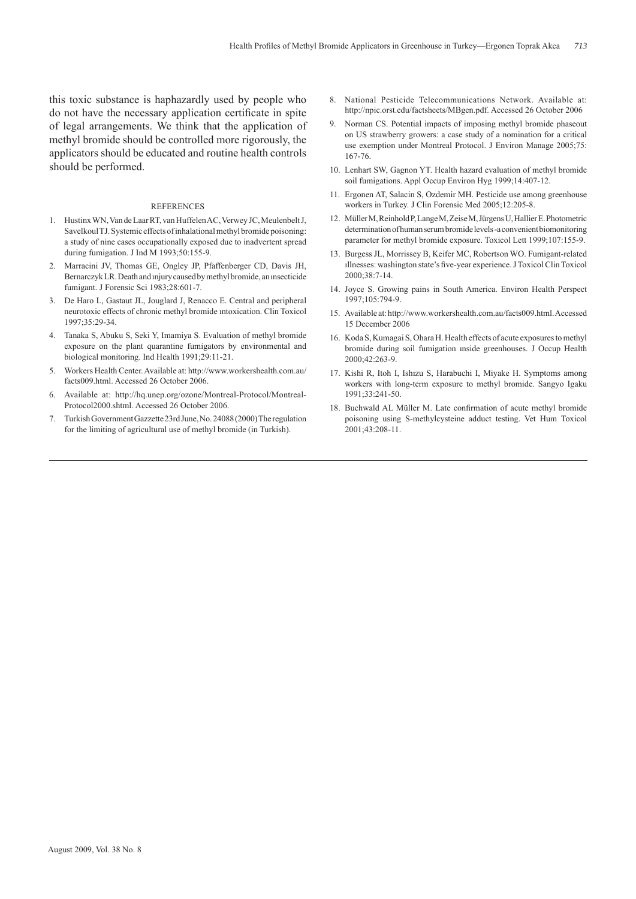this toxic substance is haphazardly used by people who do not have the necessary application certificate in spite of legal arrangements. We think that the application of methyl bromide should be controlled more rigorously, the applicators should be educated and routine health controls should be performed.

## REFERENCES

1. Hustinx WN, Van de Laar RT, van Huffelen AC, Verwey JC, Meulenbelt J, Savelkoul TJ. Systemic effects of inhalational methyl bromide poisoning: a study of nine cases occupationally exposed due to inadvertent spread during fumigation. J Ind M 1993;50:155-9.
2. Marracini JV, Thomas GE, Ongley JP, Pfaffenberger CD, Davis JH, Bernarczyk LR. Death and ınjury caused by methyl bromide, an ınsecticide fumigant. J Forensic Sci 1983;28:601-7.
3. De Haro L, Gastaut JL, Jouglard J, Renacco E. Central and peripheral neurotoxic effects of chronic methyl bromide ıntoxication. Clin Toxicol 1997;35:29-34.
4. Tanaka S, Abuku S, Seki Y, Imamiya S. Evaluation of methyl bromide exposure on the plant quarantine fumigators by environmental and biological monitoring. Ind Health 1991;29:11-21.
5. Workers Health Center. Available at: http://www.workershealth.com.au/facts009.html. Accessed 26 October 2006.
6. Available at: http://hq.unep.org/ozone/Montreal-Protocol/Montreal-Protocol2000.shtml. Accessed 26 October 2006.
7. Turkish Government Gazzette 23rd June, No. 24088 (2000) The regulation for the limiting of agricultural use of methyl bromide (in Turkish).
8. National Pesticide Telecommunications Network. Available at: http://npic.orst.edu/factsheets/MBgen.pdf. Accessed 26 October 2006
9. Norman CS. Potential impacts of imposing methyl bromide phaseout on US strawberry growers: a case study of a nomination for a critical use exemption under Montreal Protocol. J Environ Manage 2005;75: 167-76.
10. Lenhart SW, Gagnon YT. Health hazard evaluation of methyl bromide soil fumigations. Appl Occup Environ Hyg 1999;14:407-12.
11. Ergonen AT, Salacin S, Ozdemir MH. Pesticide use among greenhouse workers in Turkey. J Clin Forensic Med 2005;12:205-8.
12. Müller M, Reinhold P, Lange M, Zeise M, Jürgens U, Hallier E. Photometric determination of human serum bromide levels -a convenient biomonitoring parameter for methyl bromide exposure. Toxicol Lett 1999;107:155-9.
13. Burgess JL, Morrissey B, Keifer MC, Robertson WO. Fumigant-related ıllnesses: washington state's five-year experience. J Toxicol Clin Toxicol 2000;38:7-14.
14. Joyce S. Growing pains in South America. Environ Health Perspect 1997;105:794-9.
15. Available at: http://www.workershealth.com.au/facts009.html. Accessed 15 December 2006
16. Koda S, Kumagai S, Ohara H. Health effects of acute exposures to methyl bromide during soil fumigation ınside greenhouses. J Occup Health 2000;42:263-9.
17. Kishi R, Itoh I, Ishızu S, Harabuchi I, Miyake H. Symptoms among workers with long-term exposure to methyl bromide. Sangyo Igaku 1991;33:241-50.
18. Buchwald AL Müller M. Late confirmation of acute methyl bromide poisoning using S-methylcysteine adduct testing. Vet Hum Toxicol 2001;43:208-11.